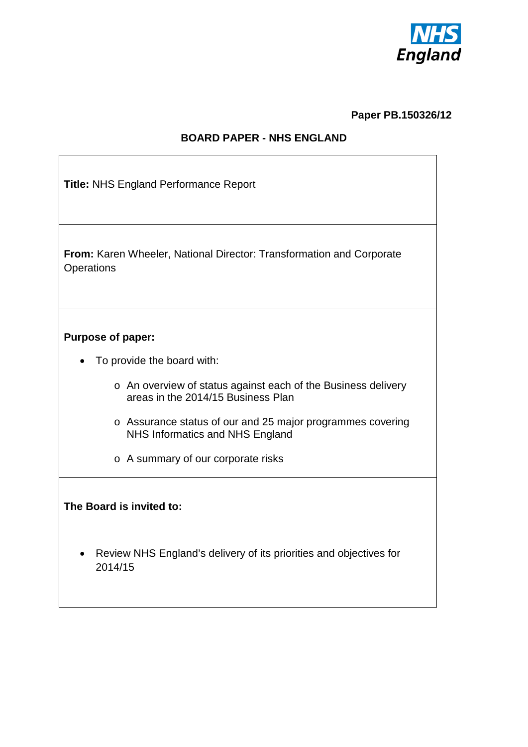NHS England

**Paper PB.150326/12**

## BOARD PAPER - NHS ENGLAND

**Title:** NHS England Performance Report

**From:** Karen Wheeler, National Director: Transformation and Corporate Operations

**Purpose of paper:**

- To provide the board with:
  - An overview of status against each of the Business delivery areas in the 2014/15 Business Plan
  - Assurance status of our and 25 major programmes covering NHS Informatics and NHS England
  - A summary of our corporate risks

**The Board is invited to:**

- Review NHS England's delivery of its priorities and objectives for 2014/15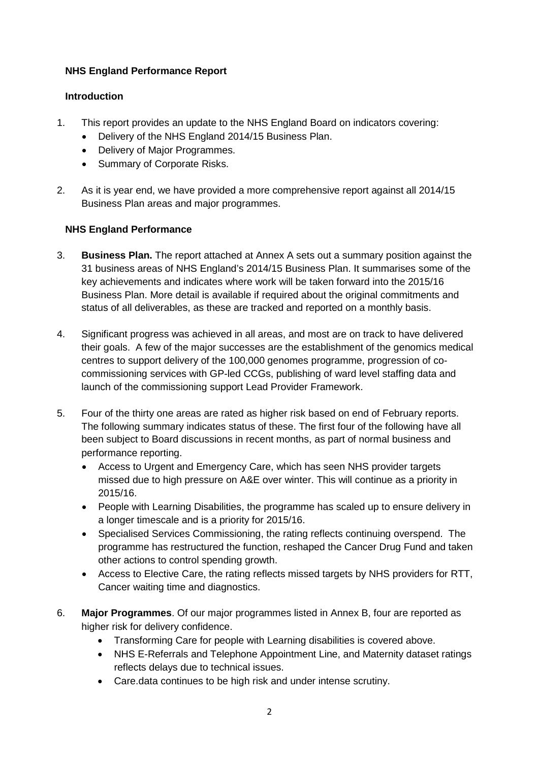**NHS England Performance Report**

**Introduction**

1. This report provides an update to the NHS England Board on indicators covering:
   - Delivery of the NHS England 2014/15 Business Plan.
   - Delivery of Major Programmes.
   - Summary of Corporate Risks.

2. As it is year end, we have provided a more comprehensive report against all 2014/15 Business Plan areas and major programmes.

**NHS England Performance**

3. **Business Plan.** The report attached at Annex A sets out a summary position against the 31 business areas of NHS England's 2014/15 Business Plan. It summarises some of the key achievements and indicates where work will be taken forward into the 2015/16 Business Plan. More detail is available if required about the original commitments and status of all deliverables, as these are tracked and reported on a monthly basis.

4. Significant progress was achieved in all areas, and most are on track to have delivered their goals. A few of the major successes are the establishment of the genomics medical centres to support delivery of the 100,000 genomes programme, progression of co-commissioning services with GP-led CCGs, publishing of ward level staffing data and launch of the commissioning support Lead Provider Framework.

5. Four of the thirty one areas are rated as higher risk based on end of February reports. The following summary indicates status of these. The first four of the following have all been subject to Board discussions in recent months, as part of normal business and performance reporting.
   - Access to Urgent and Emergency Care, which has seen NHS provider targets missed due to high pressure on A&E over winter. This will continue as a priority in 2015/16.
   - People with Learning Disabilities, the programme has scaled up to ensure delivery in a longer timescale and is a priority for 2015/16.
   - Specialised Services Commissioning, the rating reflects continuing overspend. The programme has restructured the function, reshaped the Cancer Drug Fund and taken other actions to control spending growth.
   - Access to Elective Care, the rating reflects missed targets by NHS providers for RTT, Cancer waiting time and diagnostics.

6. **Major Programmes**. Of our major programmes listed in Annex B, four are reported as higher risk for delivery confidence.
   - Transforming Care for people with Learning disabilities is covered above.
   - NHS E-Referrals and Telephone Appointment Line, and Maternity dataset ratings reflects delays due to technical issues.
   - Care.data continues to be high risk and under intense scrutiny.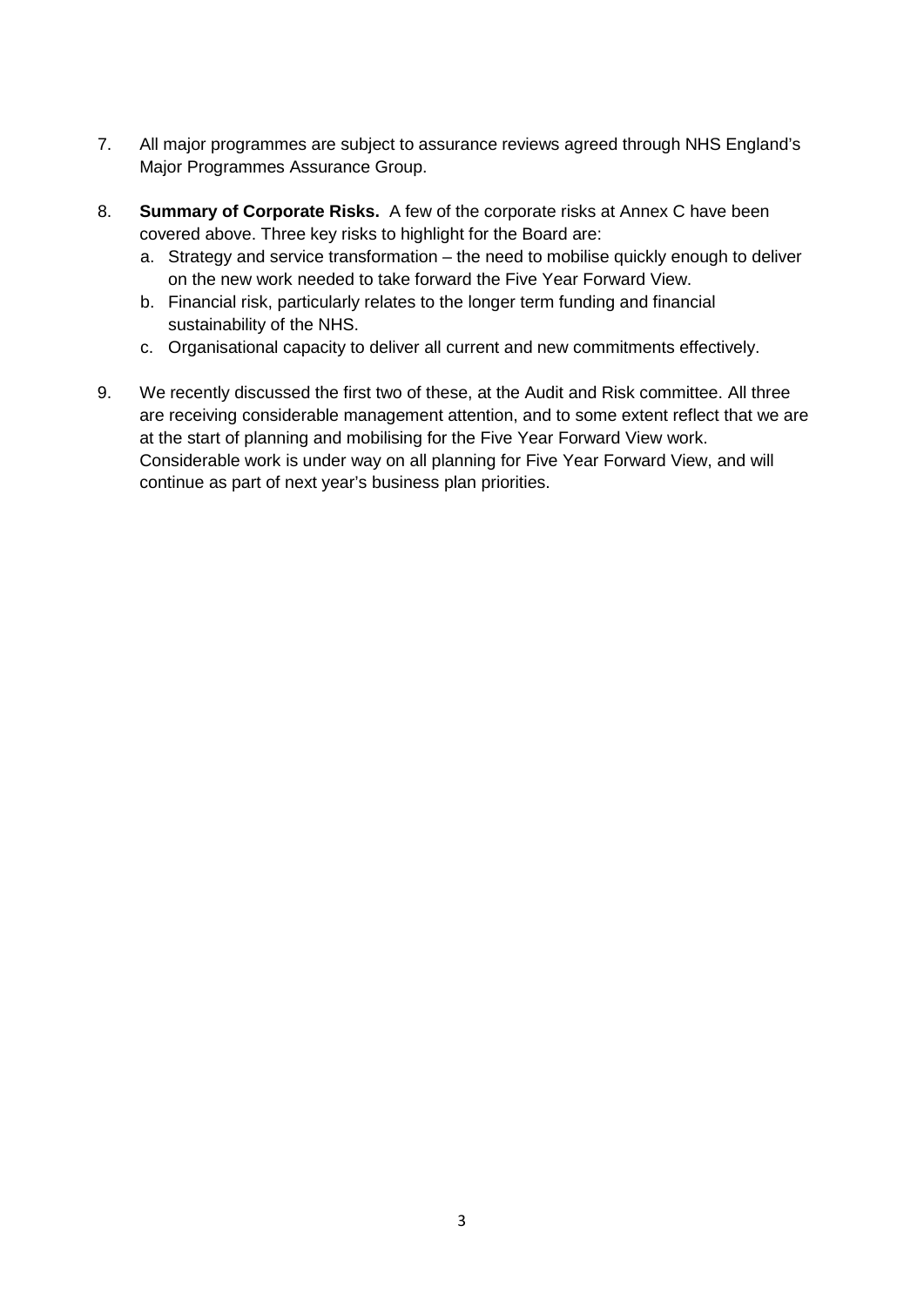7. All major programmes are subject to assurance reviews agreed through NHS England's Major Programmes Assurance Group.

8. **Summary of Corporate Risks.** A few of the corporate risks at Annex C have been covered above. Three key risks to highlight for the Board are:
   a. Strategy and service transformation – the need to mobilise quickly enough to deliver on the new work needed to take forward the Five Year Forward View.
   b. Financial risk, particularly relates to the longer term funding and financial sustainability of the NHS.
   c. Organisational capacity to deliver all current and new commitments effectively.

9. We recently discussed the first two of these, at the Audit and Risk committee. All three are receiving considerable management attention, and to some extent reflect that we are at the start of planning and mobilising for the Five Year Forward View work. Considerable work is under way on all planning for Five Year Forward View, and will continue as part of next year's business plan priorities.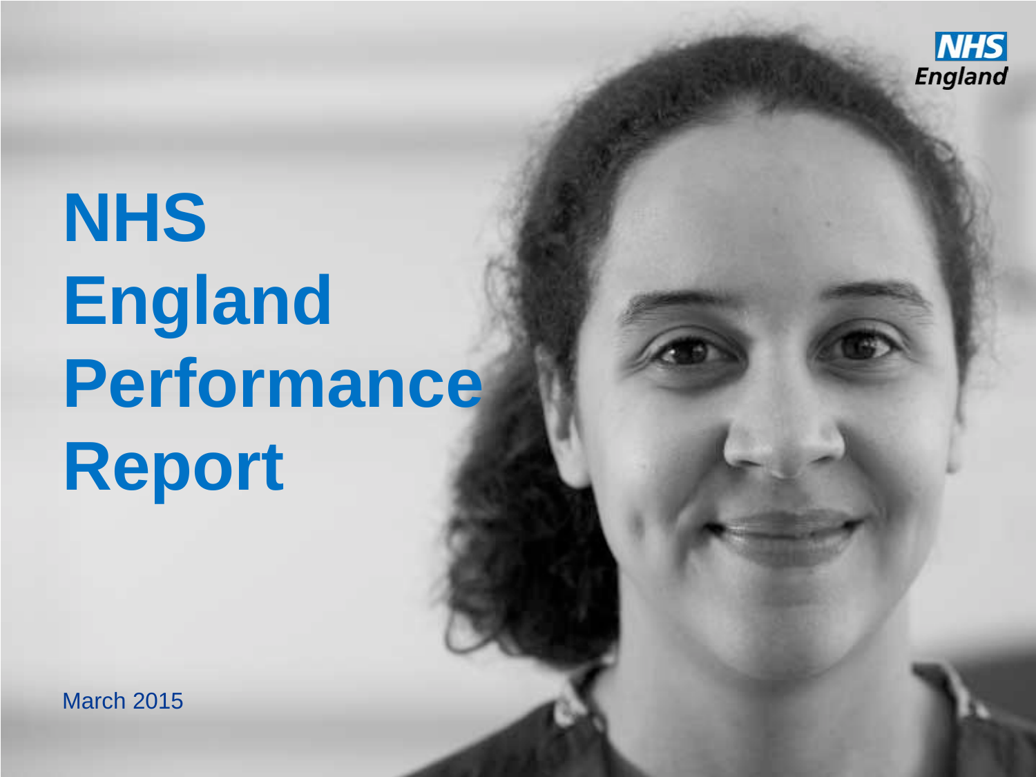# NHS England Performance Report

March 2015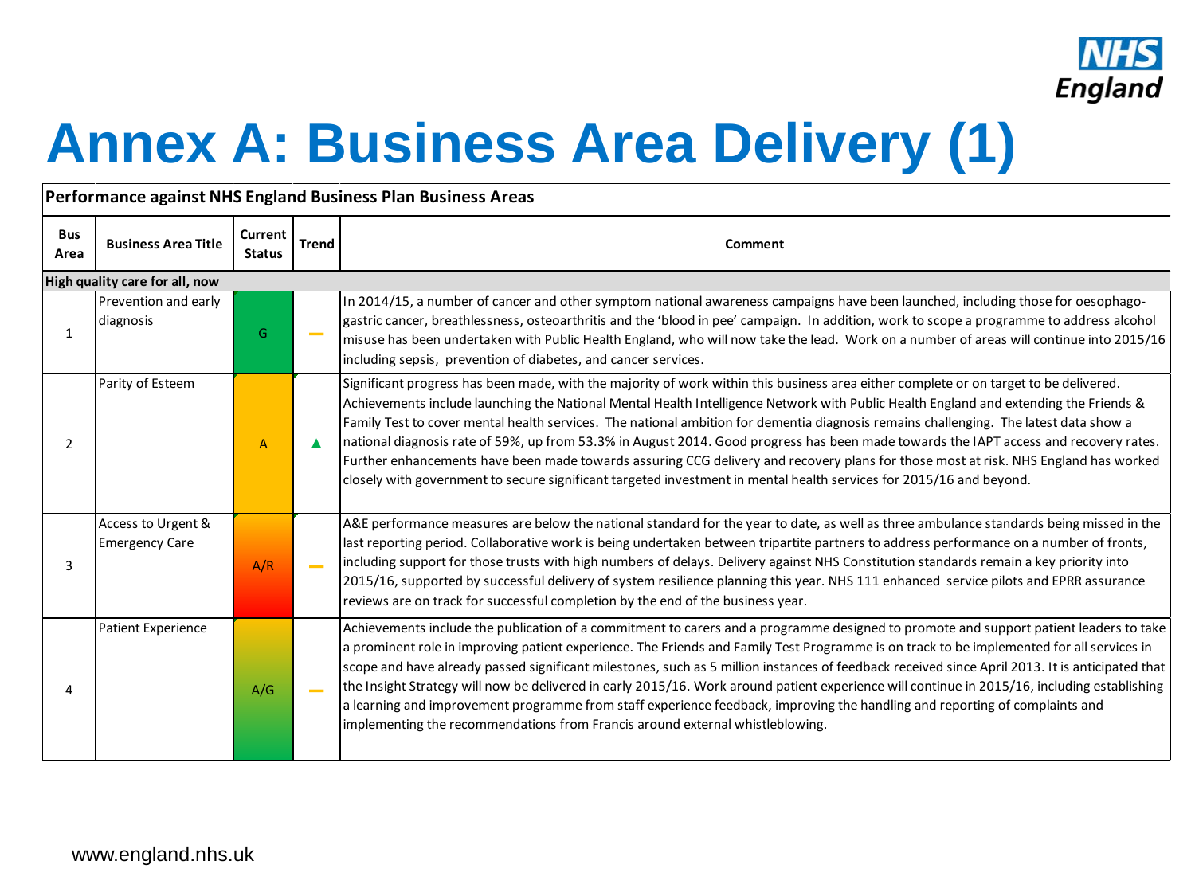# Annex A: Business Area Delivery (1)

**Performance against NHS England Business Plan Business Areas**

| Bus Area | Business Area Title | Current Status | Trend | Comment |
|---|---|---|---|---|
| **High quality care for all, now** | | | | |
| 1 | Prevention and early diagnosis | G | — | In 2014/15, a number of cancer and other symptom national awareness campaigns have been launched, including those for oesophago-gastric cancer, breathlessness, osteoarthritis and the 'blood in pee' campaign. In addition, work to scope a programme to address alcohol misuse has been undertaken with Public Health England, who will now take the lead. Work on a number of areas will continue into 2015/16 including sepsis, prevention of diabetes, and cancer services. |
| 2 | Parity of Esteem | A | ▲ | Significant progress has been made, with the majority of work within this business area either complete or on target to be delivered. Achievements include launching the National Mental Health Intelligence Network with Public Health England and extending the Friends & Family Test to cover mental health services. The national ambition for dementia diagnosis remains challenging. The latest data show a national diagnosis rate of 59%, up from 53.3% in August 2014. Good progress has been made towards the IAPT access and recovery rates. Further enhancements have been made towards assuring CCG delivery and recovery plans for those most at risk. NHS England has worked closely with government to secure significant targeted investment in mental health services for 2015/16 and beyond. |
| 3 | Access to Urgent & Emergency Care | A/R | — | A&E performance measures are below the national standard for the year to date, as well as three ambulance standards being missed in the last reporting period. Collaborative work is being undertaken between tripartite partners to address performance on a number of fronts, including support for those trusts with high numbers of delays. Delivery against NHS Constitution standards remain a key priority into 2015/16, supported by successful delivery of system resilience planning this year. NHS 111 enhanced service pilots and EPRR assurance reviews are on track for successful completion by the end of the business year. |
| 4 | Patient Experience | A/G | — | Achievements include the publication of a commitment to carers and a programme designed to promote and support patient leaders to take a prominent role in improving patient experience. The Friends and Family Test Programme is on track to be implemented for all services in scope and have already passed significant milestones, such as 5 million instances of feedback received since April 2013. It is anticipated that the Insight Strategy will now be delivered in early 2015/16. Work around patient experience will continue in 2015/16, including establishing a learning and improvement programme from staff experience feedback, improving the handling and reporting of complaints and implementing the recommendations from Francis around external whistleblowing. |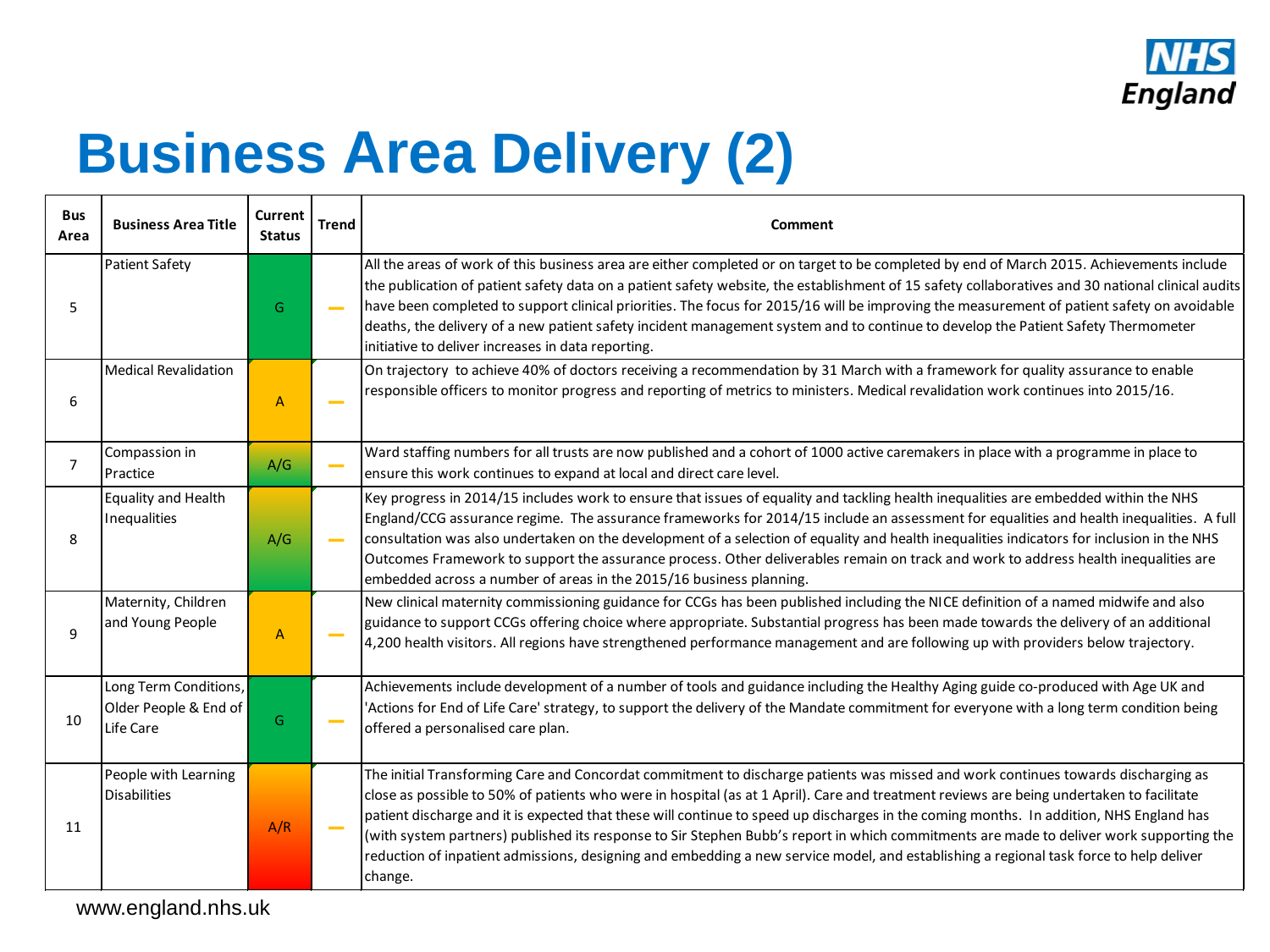# Business Area Delivery (2)

| Bus Area | Business Area Title | Current Status | Trend | Comment |
|---|---|---|---|---|
| 5 | Patient Safety | G | — | All the areas of work of this business area are either completed or on target to be completed by end of March 2015. Achievements include the publication of patient safety data on a patient safety website, the establishment of 15 safety collaboratives and 30 national clinical audits have been completed to support clinical priorities. The focus for 2015/16 will be improving the measurement of patient safety on avoidable deaths, the delivery of a new patient safety incident management system and to continue to develop the Patient Safety Thermometer initiative to deliver increases in data reporting. |
| 6 | Medical Revalidation | A | — | On trajectory to achieve 40% of doctors receiving a recommendation by 31 March with a framework for quality assurance to enable responsible officers to monitor progress and reporting of metrics to ministers. Medical revalidation work continues into 2015/16. |
| 7 | Compassion in Practice | A/G | — | Ward staffing numbers for all trusts are now published and a cohort of 1000 active caremakers in place with a programme in place to ensure this work continues to expand at local and direct care level. |
| 8 | Equality and Health Inequalities | A/G | — | Key progress in 2014/15 includes work to ensure that issues of equality and tackling health inequalities are embedded within the NHS England/CCG assurance regime. The assurance frameworks for 2014/15 include an assessment for equalities and health inequalities. A full consultation was also undertaken on the development of a selection of equality and health inequalities indicators for inclusion in the NHS Outcomes Framework to support the assurance process. Other deliverables remain on track and work to address health inequalities are embedded across a number of areas in the 2015/16 business planning. |
| 9 | Maternity, Children and Young People | A | — | New clinical maternity commissioning guidance for CCGs has been published including the NICE definition of a named midwife and also guidance to support CCGs offering choice where appropriate. Substantial progress has been made towards the delivery of an additional 4,200 health visitors. All regions have strengthened performance management and are following up with providers below trajectory. |
| 10 | Long Term Conditions, Older People & End of Life Care | G | — | Achievements include development of a number of tools and guidance including the Healthy Aging guide co-produced with Age UK and 'Actions for End of Life Care' strategy, to support the delivery of the Mandate commitment for everyone with a long term condition being offered a personalised care plan. |
| 11 | People with Learning Disabilities | A/R | — | The initial Transforming Care and Concordat commitment to discharge patients was missed and work continues towards discharging as close as possible to 50% of patients who were in hospital (as at 1 April). Care and treatment reviews are being undertaken to facilitate patient discharge and it is expected that these will continue to speed up discharges in the coming months. In addition, NHS England has (with system partners) published its response to Sir Stephen Bubb's report in which commitments are made to deliver work supporting the reduction of inpatient admissions, designing and embedding a new service model, and establishing a regional task force to help deliver change. |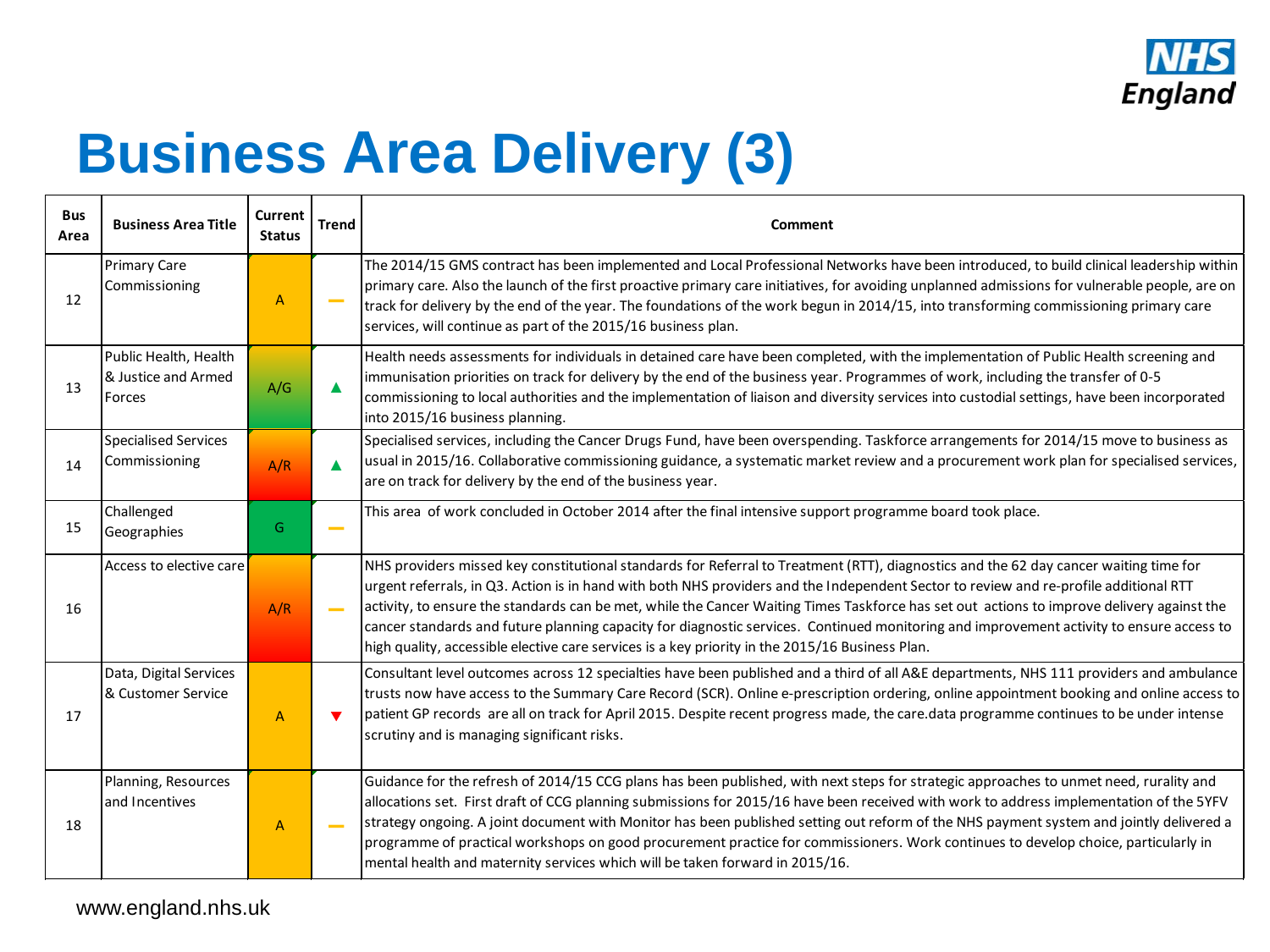# Business Area Delivery (3)

| Bus Area | Business Area Title | Current Status | Trend | Comment |
|---|---|---|---|---|
| 12 | Primary Care Commissioning | A | — | The 2014/15 GMS contract has been implemented and Local Professional Networks have been introduced, to build clinical leadership within primary care. Also the launch of the first proactive primary care initiatives, for avoiding unplanned admissions for vulnerable people, are on track for delivery by the end of the year. The foundations of the work begun in 2014/15, into transforming commissioning primary care services, will continue as part of the 2015/16 business plan. |
| 13 | Public Health, Health & Justice and Armed Forces | A/G | ▲ | Health needs assessments for individuals in detained care have been completed, with the implementation of Public Health screening and immunisation priorities on track for delivery by the end of the business year. Programmes of work, including the transfer of 0-5 commissioning to local authorities and the implementation of liaison and diversity services into custodial settings, have been incorporated into 2015/16 business planning. |
| 14 | Specialised Services Commissioning | A/R | ▲ | Specialised services, including the Cancer Drugs Fund, have been overspending. Taskforce arrangements for 2014/15 move to business as usual in 2015/16. Collaborative commissioning guidance, a systematic market review and a procurement work plan for specialised services, are on track for delivery by the end of the business year. |
| 15 | Challenged Geographies | G | — | This area of work concluded in October 2014 after the final intensive support programme board took place. |
| 16 | Access to elective care | A/R | — | NHS providers missed key constitutional standards for Referral to Treatment (RTT), diagnostics and the 62 day cancer waiting time for urgent referrals, in Q3. Action is in hand with both NHS providers and the Independent Sector to review and re-profile additional RTT activity, to ensure the standards can be met, while the Cancer Waiting Times Taskforce has set out actions to improve delivery against the cancer standards and future planning capacity for diagnostic services. Continued monitoring and improvement activity to ensure access to high quality, accessible elective care services is a key priority in the 2015/16 Business Plan. |
| 17 | Data, Digital Services & Customer Service | A | ▼ | Consultant level outcomes across 12 specialties have been published and a third of all A&E departments, NHS 111 providers and ambulance trusts now have access to the Summary Care Record (SCR). Online e-prescription ordering, online appointment booking and online access to patient GP records are all on track for April 2015. Despite recent progress made, the care.data programme continues to be under intense scrutiny and is managing significant risks. |
| 18 | Planning, Resources and Incentives | A | — | Guidance for the refresh of 2014/15 CCG plans has been published, with next steps for strategic approaches to unmet need, rurality and allocations set. First draft of CCG planning submissions for 2015/16 have been received with work to address implementation of the 5YFV strategy ongoing. A joint document with Monitor has been published setting out reform of the NHS payment system and jointly delivered a programme of practical workshops on good procurement practice for commissioners. Work continues to develop choice, particularly in mental health and maternity services which will be taken forward in 2015/16. |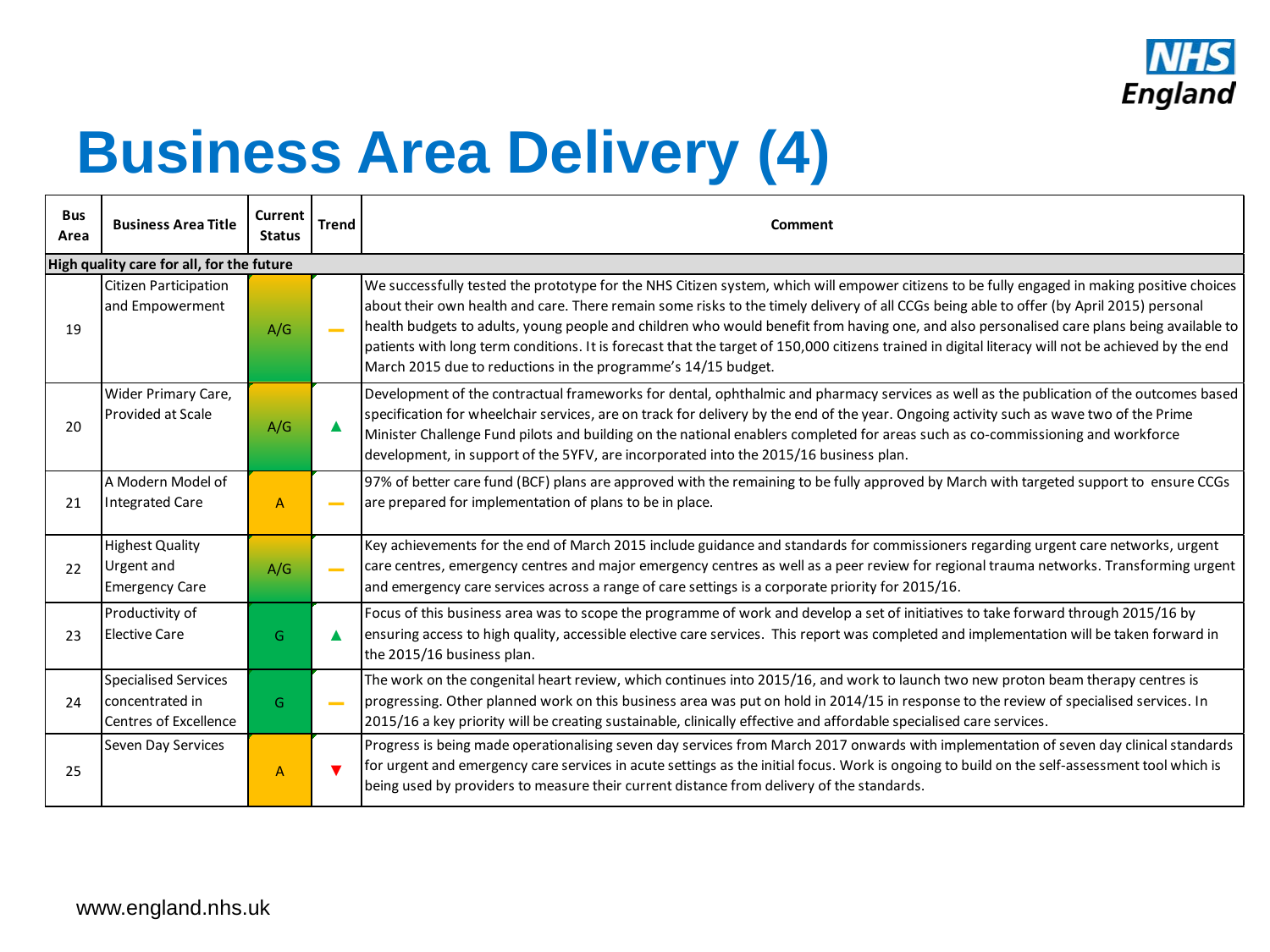# Business Area Delivery (4)

| Bus Area | Business Area Title | Current Status | Trend | Comment |
|---|---|---|---|---|
| **High quality care for all, for the future** | | | | |
| 19 | Citizen Participation and Empowerment | A/G | — | We successfully tested the prototype for the NHS Citizen system, which will empower citizens to be fully engaged in making positive choices about their own health and care. There remain some risks to the timely delivery of all CCGs being able to offer (by April 2015) personal health budgets to adults, young people and children who would benefit from having one, and also personalised care plans being available to patients with long term conditions. It is forecast that the target of 150,000 citizens trained in digital literacy will not be achieved by the end March 2015 due to reductions in the programme's 14/15 budget. |
| 20 | Wider Primary Care, Provided at Scale | A/G | ▲ | Development of the contractual frameworks for dental, ophthalmic and pharmacy services as well as the publication of the outcomes based specification for wheelchair services, are on track for delivery by the end of the year. Ongoing activity such as wave two of the Prime Minister Challenge Fund pilots and building on the national enablers completed for areas such as co-commissioning and workforce development, in support of the 5YFV, are incorporated into the 2015/16 business plan. |
| 21 | A Modern Model of Integrated Care | A | — | 97% of better care fund (BCF) plans are approved with the remaining to be fully approved by March with targeted support to ensure CCGs are prepared for implementation of plans to be in place. |
| 22 | Highest Quality Urgent and Emergency Care | A/G | — | Key achievements for the end of March 2015 include guidance and standards for commissioners regarding urgent care networks, urgent care centres, emergency centres and major emergency centres as well as a peer review for regional trauma networks. Transforming urgent and emergency care services across a range of care settings is a corporate priority for 2015/16. |
| 23 | Productivity of Elective Care | G | ▲ | Focus of this business area was to scope the programme of work and develop a set of initiatives to take forward through 2015/16 by ensuring access to high quality, accessible elective care services. This report was completed and implementation will be taken forward in the 2015/16 business plan. |
| 24 | Specialised Services concentrated in Centres of Excellence | G | — | The work on the congenital heart review, which continues into 2015/16, and work to launch two new proton beam therapy centres is progressing. Other planned work on this business area was put on hold in 2014/15 in response to the review of specialised services. In 2015/16 a key priority will be creating sustainable, clinically effective and affordable specialised care services. |
| 25 | Seven Day Services | A | ▼ | Progress is being made operationalising seven day services from March 2017 onwards with implementation of seven day clinical standards for urgent and emergency care services in acute settings as the initial focus. Work is ongoing to build on the self-assessment tool which is being used by providers to measure their current distance from delivery of the standards. |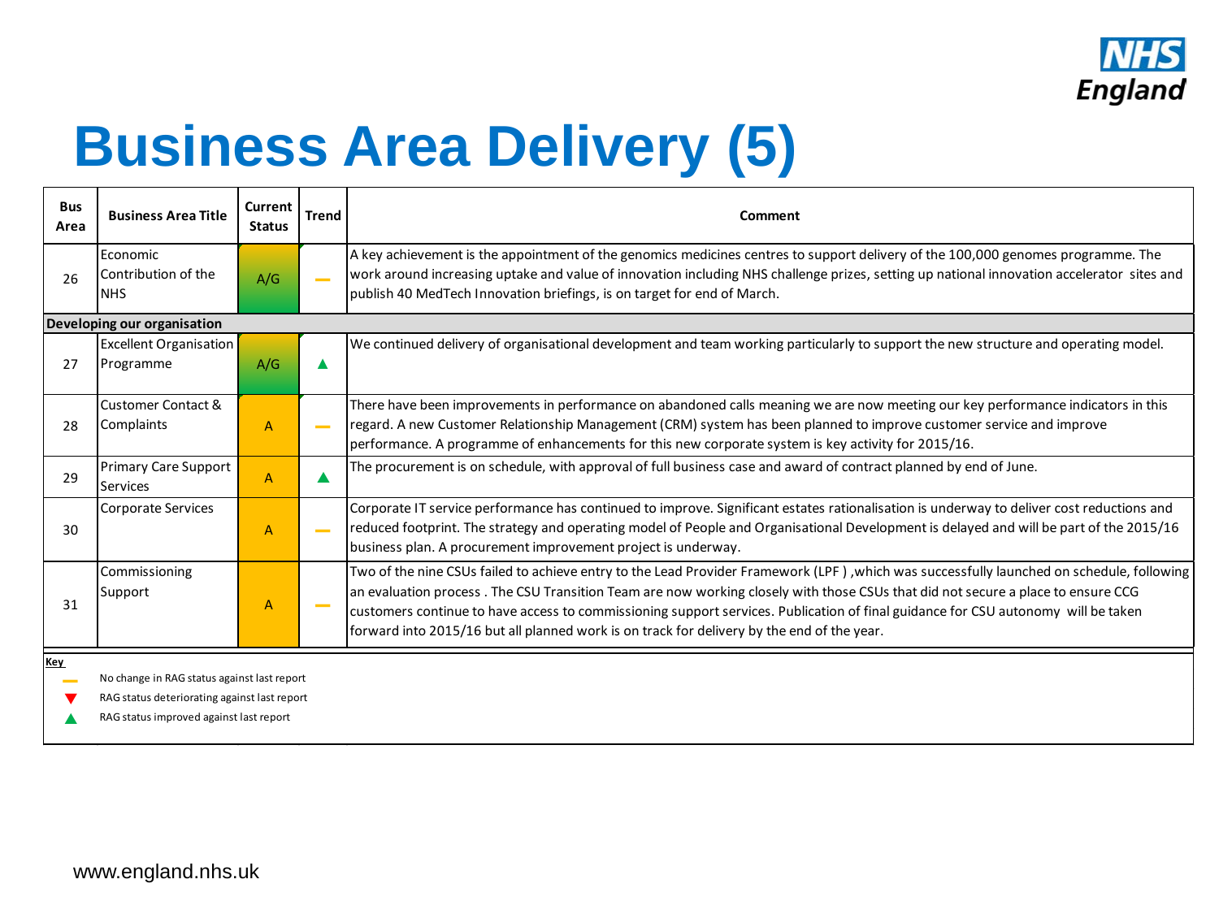# Business Area Delivery (5)

| Bus Area | Business Area Title | Current Status | Trend | Comment |
|---|---|---|---|---|
| 26 | Economic Contribution of the NHS | A/G | — | A key achievement is the appointment of the genomics medicines centres to support delivery of the 100,000 genomes programme. The work around increasing uptake and value of innovation including NHS challenge prizes, setting up national innovation accelerator sites and publish 40 MedTech Innovation briefings, is on target for end of March. |
| **Developing our organisation** | | | | |
| 27 | Excellent Organisation Programme | A/G | ▲ | We continued delivery of organisational development and team working particularly to support the new structure and operating model. |
| 28 | Customer Contact & Complaints | A | — | There have been improvements in performance on abandoned calls meaning we are now meeting our key performance indicators in this regard. A new Customer Relationship Management (CRM) system has been planned to improve customer service and improve performance. A programme of enhancements for this new corporate system is key activity for 2015/16. |
| 29 | Primary Care Support Services | A | ▲ | The procurement is on schedule, with approval of full business case and award of contract planned by end of June. |
| 30 | Corporate Services | A | — | Corporate IT service performance has continued to improve. Significant estates rationalisation is underway to deliver cost reductions and reduced footprint. The strategy and operating model of People and Organisational Development is delayed and will be part of the 2015/16 business plan. A procurement improvement project is underway. |
| 31 | Commissioning Support | A | — | Two of the nine CSUs failed to achieve entry to the Lead Provider Framework (LPF ) ,which was successfully launched on schedule, following an evaluation process . The CSU Transition Team are now working closely with those CSUs that did not secure a place to ensure CCG customers continue to have access to commissioning support services. Publication of final guidance for CSU autonomy will be taken forward into 2015/16 but all planned work is on track for delivery by the end of the year. |

**Key**

- — No change in RAG status against last report
- ▼ RAG status deteriorating against last report
- ▲ RAG status improved against last report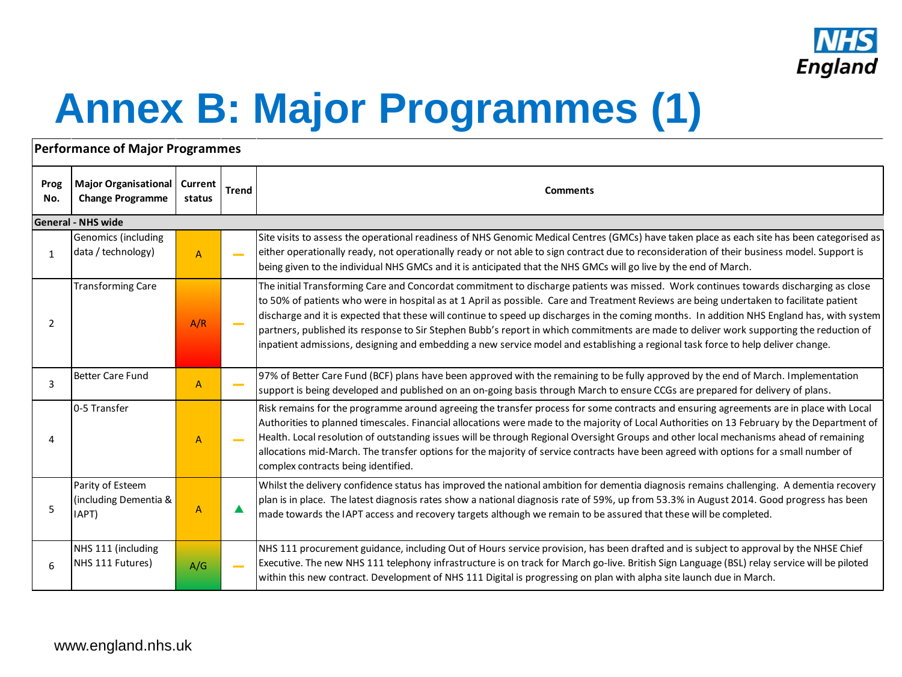# Annex B: Major Programmes (1)

**Performance of Major Programmes**

| Prog No. | Major Organisational Change Programme | Current status | Trend | Comments |
|---|---|---|---|---|
| **General - NHS wide** | | | | |
| 1 | Genomics (including data / technology) | A | – | Site visits to assess the operational readiness of NHS Genomic Medical Centres (GMCs) have taken place as each site has been categorised as either operationally ready, not operationally ready or not able to sign contract due to reconsideration of their business model. Support is being given to the individual NHS GMCs and it is anticipated that the NHS GMCs will go live by the end of March. |
| 2 | Transforming Care | A/R | – | The initial Transforming Care and Concordat commitment to discharge patients was missed. Work continues towards discharging as close to 50% of patients who were in hospital as at 1 April as possible. Care and Treatment Reviews are being undertaken to facilitate patient discharge and it is expected that these will continue to speed up discharges in the coming months. In addition NHS England has, with system partners, published its response to Sir Stephen Bubb's report in which commitments are made to deliver work supporting the reduction of inpatient admissions, designing and embedding a new service model and establishing a regional task force to help deliver change. |
| 3 | Better Care Fund | A | – | 97% of Better Care Fund (BCF) plans have been approved with the remaining to be fully approved by the end of March. Implementation support is being developed and published on an on-going basis through March to ensure CCGs are prepared for delivery of plans. |
| 4 | 0-5 Transfer | A | – | Risk remains for the programme around agreeing the transfer process for some contracts and ensuring agreements are in place with Local Authorities to planned timescales. Financial allocations were made to the majority of Local Authorities on 13 February by the Department of Health. Local resolution of outstanding issues will be through Regional Oversight Groups and other local mechanisms ahead of remaining allocations mid-March. The transfer options for the majority of service contracts have been agreed with options for a small number of complex contracts being identified. |
| 5 | Parity of Esteem (including Dementia & IAPT) | A | ▲ | Whilst the delivery confidence status has improved the national ambition for dementia diagnosis remains challenging. A dementia recovery plan is in place. The latest diagnosis rates show a national diagnosis rate of 59%, up from 53.3% in August 2014. Good progress has been made towards the IAPT access and recovery targets although we remain to be assured that these will be completed. |
| 6 | NHS 111 (including NHS 111 Futures) | A/G | – | NHS 111 procurement guidance, including Out of Hours service provision, has been drafted and is subject to approval by the NHSE Chief Executive. The new NHS 111 telephony infrastructure is on track for March go-live. British Sign Language (BSL) relay service will be piloted within this new contract. Development of NHS 111 Digital is progressing on plan with alpha site launch due in March. |

www.england.nhs.uk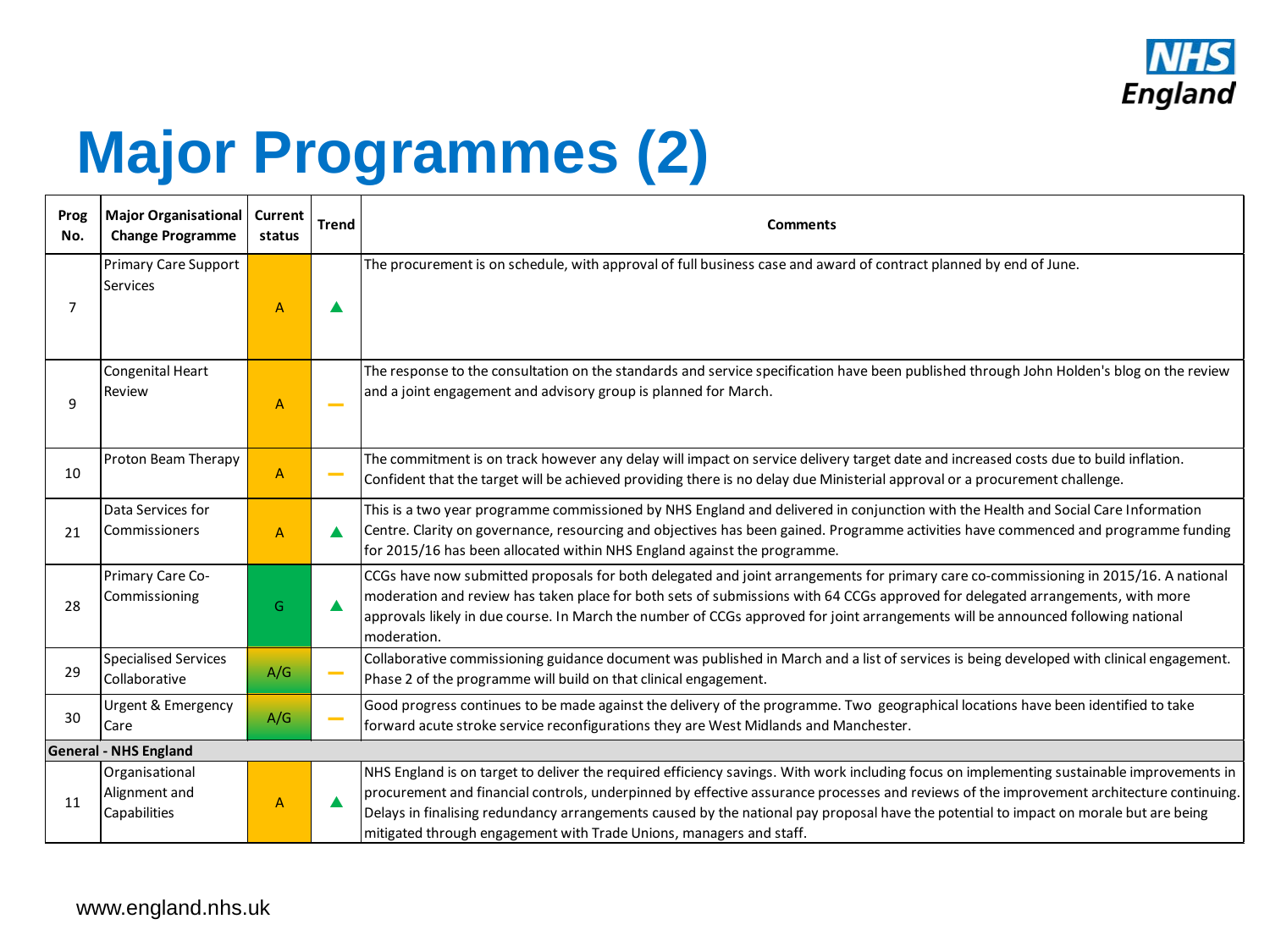# Major Programmes (2)

| Prog No. | Major Organisational Change Programme | Current status | Trend | Comments |
|---|---|---|---|---|
| 7 | Primary Care Support Services | A | ▲ | The procurement is on schedule, with approval of full business case and award of contract planned by end of June. |
| 9 | Congenital Heart Review | A | — | The response to the consultation on the standards and service specification have been published through John Holden's blog on the review and a joint engagement and advisory group is planned for March. |
| 10 | Proton Beam Therapy | A | — | The commitment is on track however any delay will impact on service delivery target date and increased costs due to build inflation. Confident that the target will be achieved providing there is no delay due Ministerial approval or a procurement challenge. |
| 21 | Data Services for Commissioners | A | ▲ | This is a two year programme commissioned by NHS England and delivered in conjunction with the Health and Social Care Information Centre. Clarity on governance, resourcing and objectives has been gained. Programme activities have commenced and programme funding for 2015/16 has been allocated within NHS England against the programme. |
| 28 | Primary Care Co-Commissioning | G | ▲ | CCGs have now submitted proposals for both delegated and joint arrangements for primary care co-commissioning in 2015/16. A national moderation and review has taken place for both sets of submissions with 64 CCGs approved for delegated arrangements, with more approvals likely in due course. In March the number of CCGs approved for joint arrangements will be announced following national moderation. |
| 29 | Specialised Services Collaborative | A/G | — | Collaborative commissioning guidance document was published in March and a list of services is being developed with clinical engagement. Phase 2 of the programme will build on that clinical engagement. |
| 30 | Urgent & Emergency Care | A/G | — | Good progress continues to be made against the delivery of the programme. Two geographical locations have been identified to take forward acute stroke service reconfigurations they are West Midlands and Manchester. |
| **General - NHS England** | | | | |
| 11 | Organisational Alignment and Capabilities | A | ▲ | NHS England is on target to deliver the required efficiency savings. With work including focus on implementing sustainable improvements in procurement and financial controls, underpinned by effective assurance processes and reviews of the improvement architecture continuing. Delays in finalising redundancy arrangements caused by the national pay proposal have the potential to impact on morale but are being mitigated through engagement with Trade Unions, managers and staff. |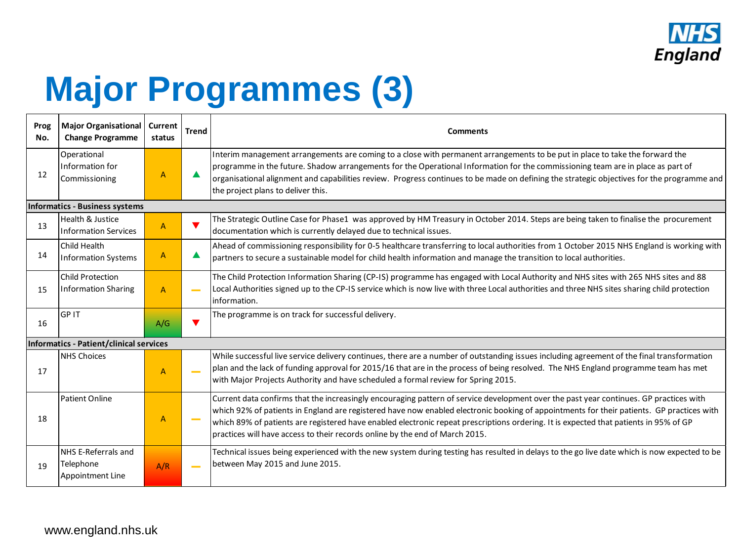# Major Programmes (3)

| Prog No. | Major Organisational Change Programme | Current status | Trend | Comments |
|---|---|---|---|---|
| 12 | Operational Information for Commissioning | A | ▲ | Interim management arrangements are coming to a close with permanent arrangements to be put in place to take the forward the programme in the future. Shadow arrangements for the Operational Information for the commissioning team are in place as part of organisational alignment and capabilities review. Progress continues to be made on defining the strategic objectives for the programme and the project plans to deliver this. |
| **Informatics - Business systems** | | | | |
| 13 | Health & Justice Information Services | A | ▼ | The Strategic Outline Case for Phase1 was approved by HM Treasury in October 2014. Steps are being taken to finalise the procurement documentation which is currently delayed due to technical issues. |
| 14 | Child Health Information Systems | A | ▲ | Ahead of commissioning responsibility for 0-5 healthcare transferring to local authorities from 1 October 2015 NHS England is working with partners to secure a sustainable model for child health information and manage the transition to local authorities. |
| 15 | Child Protection Information Sharing | A | — | The Child Protection Information Sharing (CP-IS) programme has engaged with Local Authority and NHS sites with 265 NHS sites and 88 Local Authorities signed up to the CP-IS service which is now live with three Local authorities and three NHS sites sharing child protection information. |
| 16 | GP IT | A/G | ▼ | The programme is on track for successful delivery. |
| **Informatics - Patient/clinical services** | | | | |
| 17 | NHS Choices | A | — | While successful live service delivery continues, there are a number of outstanding issues including agreement of the final transformation plan and the lack of funding approval for 2015/16 that are in the process of being resolved. The NHS England programme team has met with Major Projects Authority and have scheduled a formal review for Spring 2015. |
| 18 | Patient Online | A | — | Current data confirms that the increasingly encouraging pattern of service development over the past year continues. GP practices with which 92% of patients in England are registered have now enabled electronic booking of appointments for their patients. GP practices with which 89% of patients are registered have enabled electronic repeat prescriptions ordering. It is expected that patients in 95% of GP practices will have access to their records online by the end of March 2015. |
| 19 | NHS E-Referrals and Telephone Appointment Line | A/R | — | Technical issues being experienced with the new system during testing has resulted in delays to the go live date which is now expected to be between May 2015 and June 2015. |

www.england.nhs.uk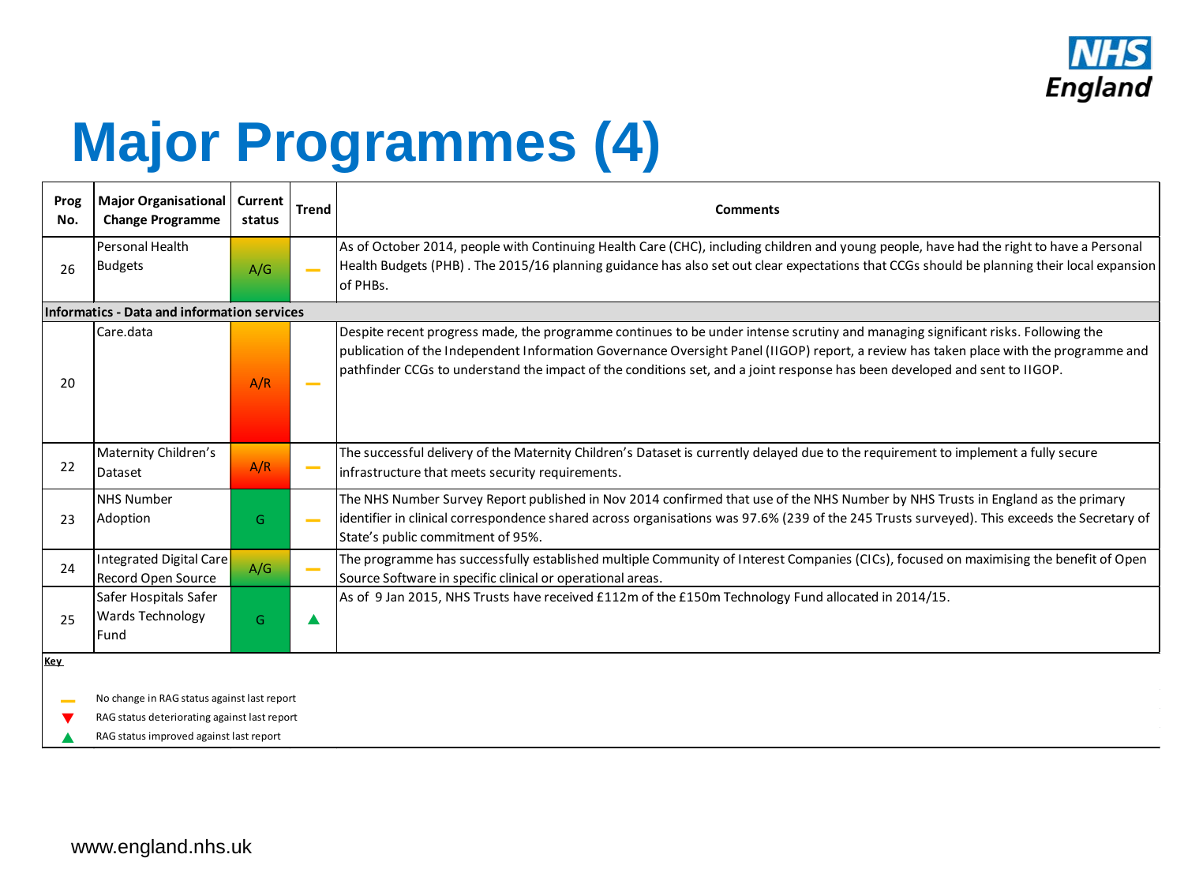# Major Programmes (4)

| Prog No. | Major Organisational Change Programme | Current status | Trend | Comments |
|---|---|---|---|---|
| 26 | Personal Health Budgets | A/G | — | As of October 2014, people with Continuing Health Care (CHC), including children and young people, have had the right to have a Personal Health Budgets (PHB) . The 2015/16 planning guidance has also set out clear expectations that CCGs should be planning their local expansion of PHBs. |
| **Informatics - Data and information services** | | | | |
| 20 | Care.data | A/R | — | Despite recent progress made, the programme continues to be under intense scrutiny and managing significant risks. Following the publication of the Independent Information Governance Oversight Panel (IIGOP) report, a review has taken place with the programme and pathfinder CCGs to understand the impact of the conditions set, and a joint response has been developed and sent to IIGOP. |
| 22 | Maternity Children's Dataset | A/R | — | The successful delivery of the Maternity Children's Dataset is currently delayed due to the requirement to implement a fully secure infrastructure that meets security requirements. |
| 23 | NHS Number Adoption | G | — | The NHS Number Survey Report published in Nov 2014 confirmed that use of the NHS Number by NHS Trusts in England as the primary identifier in clinical correspondence shared across organisations was 97.6% (239 of the 245 Trusts surveyed). This exceeds the Secretary of State's public commitment of 95%. |
| 24 | Integrated Digital Care Record Open Source | A/G | — | The programme has successfully established multiple Community of Interest Companies (CICs), focused on maximising the benefit of Open Source Software in specific clinical or operational areas. |
| 25 | Safer Hospitals Safer Wards Technology Fund | G | ▲ | As of 9 Jan 2015, NHS Trusts have received £112m of the £150m Technology Fund allocated in 2014/15. |

**Key**

- — No change in RAG status against last report
- ▼ RAG status deteriorating against last report
- ▲ RAG status improved against last report

www.england.nhs.uk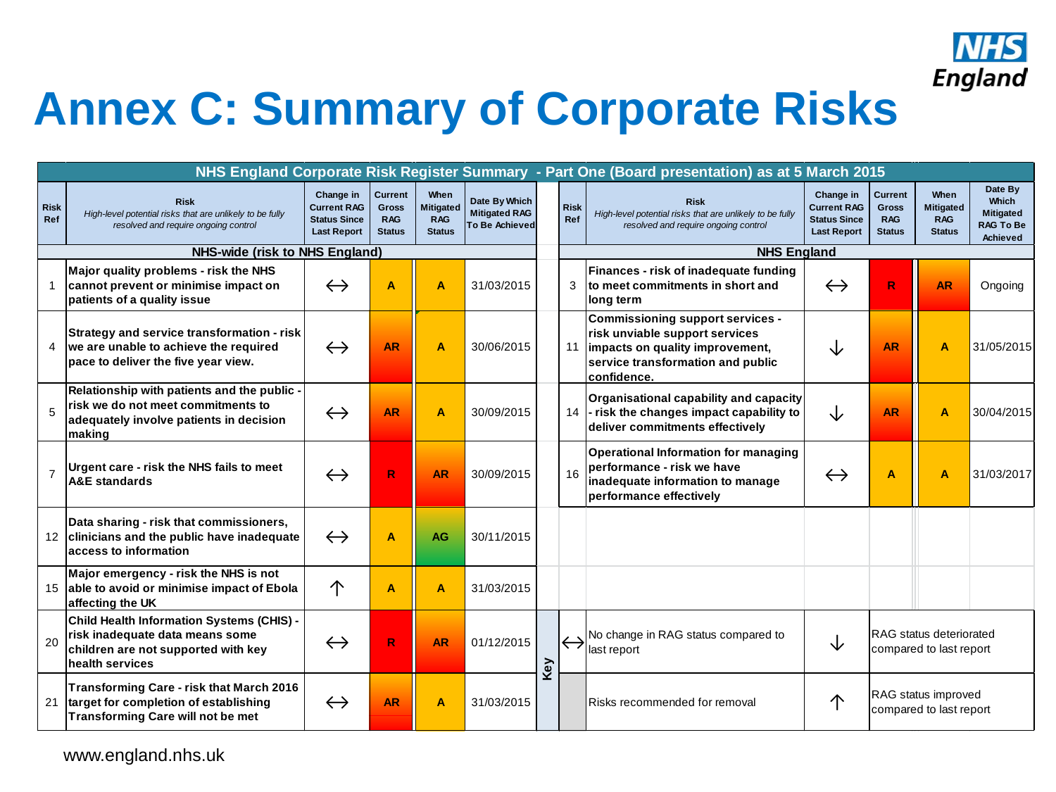NHS England

# Annex C: Summary of Corporate Risks

**NHS England Corporate Risk Register Summary - Part One (Board presentation) as at 5 March 2015**

| Risk Ref | Risk *High-level potential risks that are unlikely to be fully resolved and require ongoing control* | Change in Current RAG Status Since Last Report | Current Gross RAG Status | When Mitigated RAG Status | Date By Which Mitigated RAG To Be Achieved |
|---|---|---|---|---|---|
| | **NHS-wide (risk to NHS England)** | | | | |
| 1 | **Major quality problems - risk the NHS cannot prevent or minimise impact on patients of a quality issue** | ↔ | A | A | 31/03/2015 |
| 4 | **Strategy and service transformation - risk we are unable to achieve the required pace to deliver the five year view.** | ↔ | AR | A | 30/06/2015 |
| 5 | **Relationship with patients and the public - risk we do not meet commitments to adequately involve patients in decision making** | ↔ | AR | A | 30/09/2015 |
| 7 | **Urgent care - risk the NHS fails to meet A&E standards** | ↔ | R | AR | 30/09/2015 |
| 12 | **Data sharing - risk that commissioners, clinicians and the public have inadequate access to information** | ↔ | A | AG | 30/11/2015 |
| 15 | **Major emergency - risk the NHS is not able to avoid or minimise impact of Ebola affecting the UK** | ↑ | A | A | 31/03/2015 |
| 20 | **Child Health Information Systems (CHIS) - risk inadequate data means some children are not supported with key health services** | ↔ | R | AR | 01/12/2015 |
| 21 | **Transforming Care - risk that March 2016 target for completion of establishing Transforming Care will not be met** | ↔ | AR | A | 31/03/2015 |

| Risk Ref | Risk *High-level potential risks that are unlikely to be fully resolved and require ongoing control* | Change in Current RAG Status Since Last Report | Current Gross RAG Status | When Mitigated RAG Status | Date By Which Mitigated RAG To Be Achieved |
|---|---|---|---|---|---|
| | **NHS England** | | | | |
| 3 | **Finances - risk of inadequate funding to meet commitments in short and long term** | ↔ | R | AR | Ongoing |
| 11 | **Commissioning support services - risk unviable support services impacts on quality improvement, service transformation and public confidence.** | ↓ | AR | A | 31/05/2015 |
| 14 | **Organisational capability and capacity - risk the changes impact capability to deliver commitments effectively** | ↓ | AR | A | 30/04/2015 |
| 16 | **Operational Information for managing performance - risk we have inadequate information to manage performance effectively** | ↔ | A | A | 31/03/2017 |

**Key**

| | | | |
|---|---|---|---|
| ↔ | No change in RAG status compared to last report | ↓ | RAG status deteriorated compared to last report |
| (grey) | Risks recommended for removal | ↑ | RAG status improved compared to last report |

www.england.nhs.uk